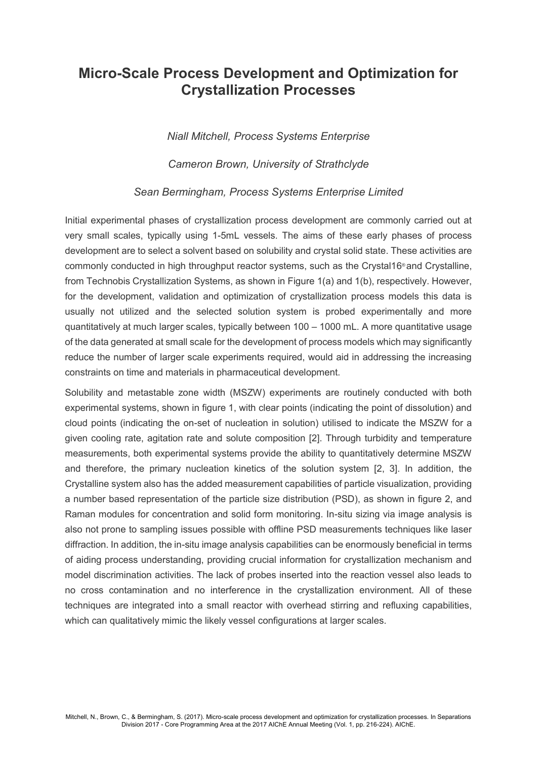# Micro-Scale Process Development and Optimization for Crystallization Processes

*Niall Mitchell, Process Systems Enterprise*

*Cameron Brown, University of Strathclyde*

*Sean Bermingham, Process Systems Enterprise Limited*

Initial experimental phases of crystallization process development are commonly carried out at very small scales, typically using 1-5mL vessels. The aims of these early phases of process development are to select a solvent based on solubility and crystal solid state. These activities are commonly conducted in high throughput reactor systems, such as the Crystal16® and Crystalline, from Technobis Crystallization Systems, as shown in Figure 1(a) and 1(b), respectively. However, for the development, validation and optimization of crystallization process models this data is usually not utilized and the selected solution system is probed experimentally and more quantitatively at much larger scales, typically between 100 – 1000 mL. A more quantitative usage of the data generated at small scale for the development of process models which may significantly reduce the number of larger scale experiments required, would aid in addressing the increasing constraints on time and materials in pharmaceutical development.

Solubility and metastable zone width (MSZW) experiments are routinely conducted with both experimental systems, shown in figure 1, with clear points (indicating the point of dissolution) and cloud points (indicating the on-set of nucleation in solution) utilised to indicate the MSZW for a given cooling rate, agitation rate and solute composition [2]. Through turbidity and temperature measurements, both experimental systems provide the ability to quantitatively determine MSZW and therefore, the primary nucleation kinetics of the solution system [2, 3]. In addition, the Crystalline system also has the added measurement capabilities of particle visualization, providing a number based representation of the particle size distribution (PSD), as shown in figure 2, and Raman modules for concentration and solid form monitoring. In-situ sizing via image analysis is also not prone to sampling issues possible with offline PSD measurements techniques like laser diffraction. In addition, the in-situ image analysis capabilities can be enormously beneficial in terms of aiding process understanding, providing crucial information for crystallization mechanism and model discrimination activities. The lack of probes inserted into the reaction vessel also leads to no cross contamination and no interference in the crystallization environment. All of these techniques are integrated into a small reactor with overhead stirring and refluxing capabilities, which can qualitatively mimic the likely vessel configurations at larger scales.

Mitchell, N., Brown, C., & Bermingham, S. (2017). Micro-scale process development and optimization for crystallization processes. In Separations Division 2017 - Core Programming Area at the 2017 AIChE Annual Meeting (Vol. 1, pp. 216-224). AIChE.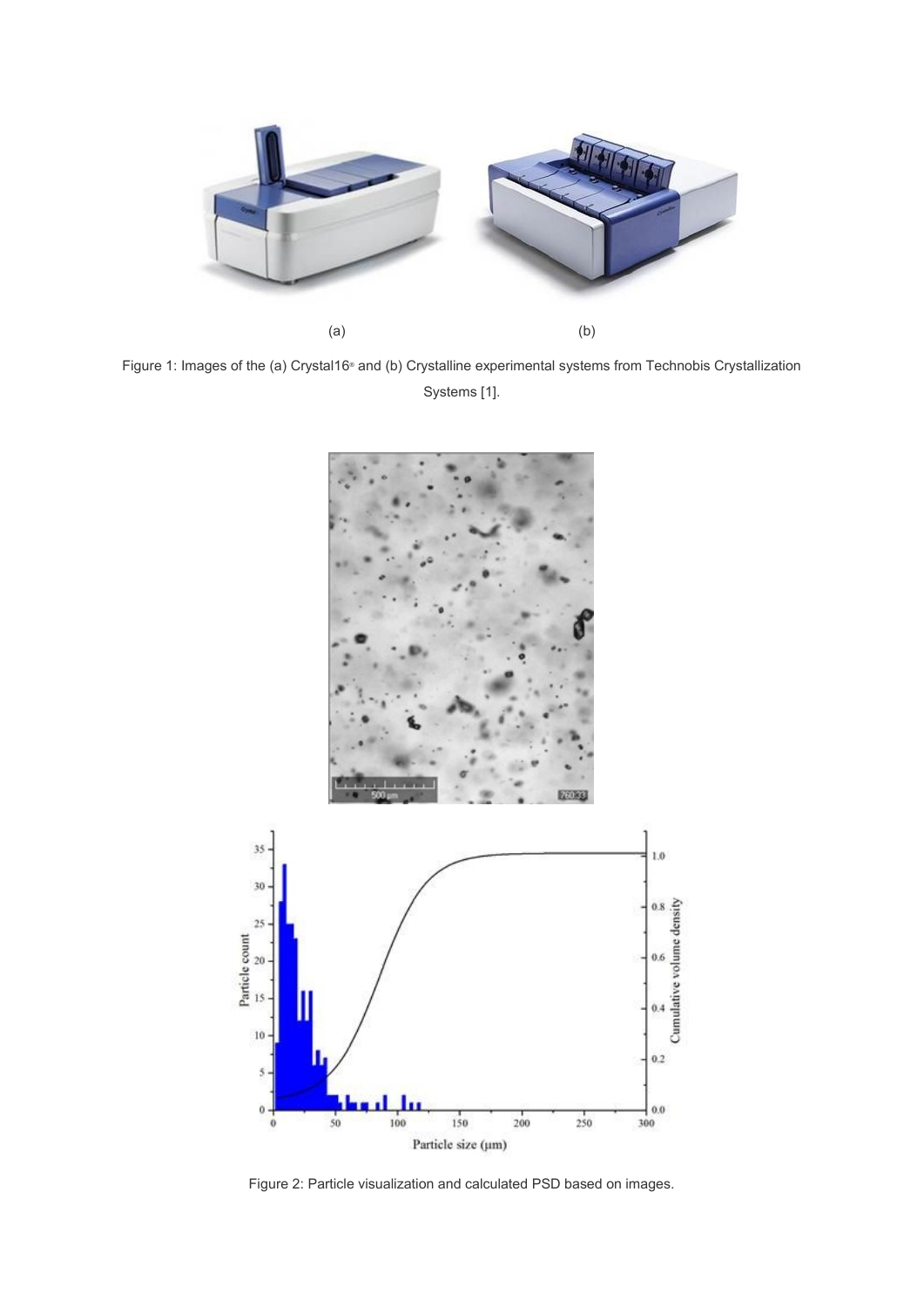(a) (b)

Figure 1: Images of the (a) Crystal16® and (b) Crystalline experimental systems from Technobis Crystallization Systems [1].

Figure 2: Particle visualization and calculated PSD based on images.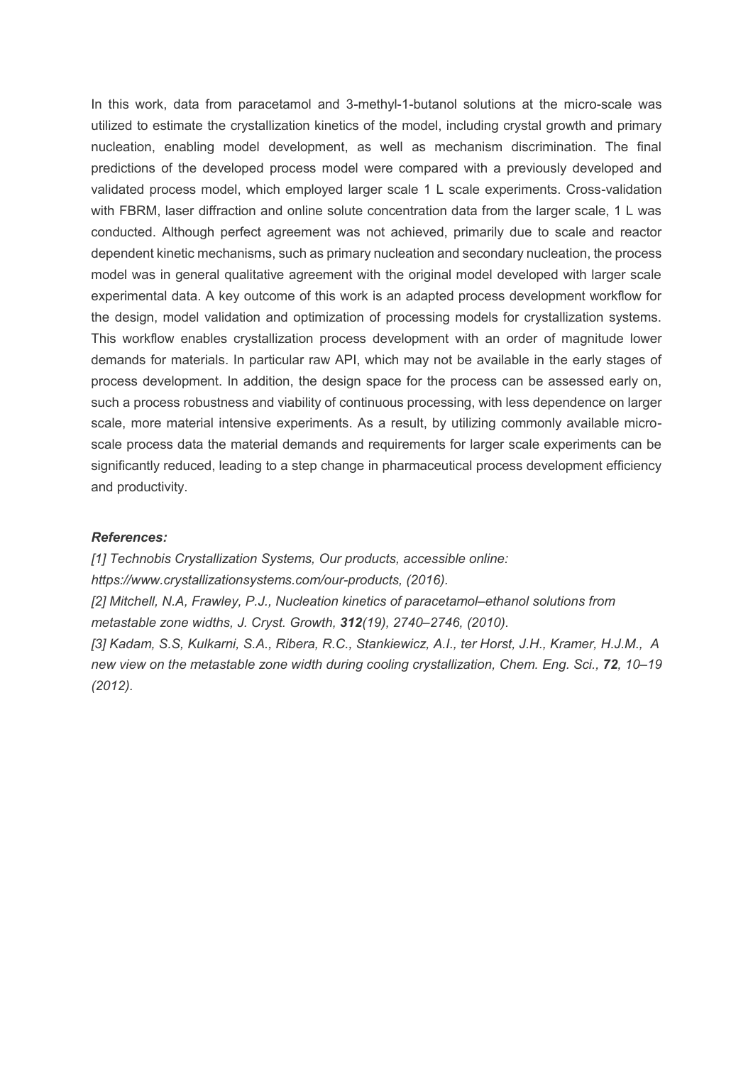In this work, data from paracetamol and 3-methyl-1-butanol solutions at the micro-scale was utilized to estimate the crystallization kinetics of the model, including crystal growth and primary nucleation, enabling model development, as well as mechanism discrimination. The final predictions of the developed process model were compared with a previously developed and validated process model, which employed larger scale 1 L scale experiments. Cross-validation with FBRM, laser diffraction and online solute concentration data from the larger scale, 1 L was conducted. Although perfect agreement was not achieved, primarily due to scale and reactor dependent kinetic mechanisms, such as primary nucleation and secondary nucleation, the process model was in general qualitative agreement with the original model developed with larger scale experimental data. A key outcome of this work is an adapted process development workflow for the design, model validation and optimization of processing models for crystallization systems. This workflow enables crystallization process development with an order of magnitude lower demands for materials. In particular raw API, which may not be available in the early stages of process development. In addition, the design space for the process can be assessed early on, such a process robustness and viability of continuous processing, with less dependence on larger scale, more material intensive experiments. As a result, by utilizing commonly available micro-scale process data the material demands and requirements for larger scale experiments can be significantly reduced, leading to a step change in pharmaceutical process development efficiency and productivity.

***References:***

*[1] Technobis Crystallization Systems, Our products, accessible online: https://www.crystallizationsystems.com/our-products, (2016).*

*[2] Mitchell, N.A, Frawley, P.J., Nucleation kinetics of paracetamol–ethanol solutions from metastable zone widths, J. Cryst. Growth, **312**(19), 2740–2746, (2010).*

*[3] Kadam, S.S, Kulkarni, S.A., Ribera, R.C., Stankiewicz, A.I., ter Horst, J.H., Kramer, H.J.M., A new view on the metastable zone width during cooling crystallization, Chem. Eng. Sci., **72**, 10–19 (2012).*